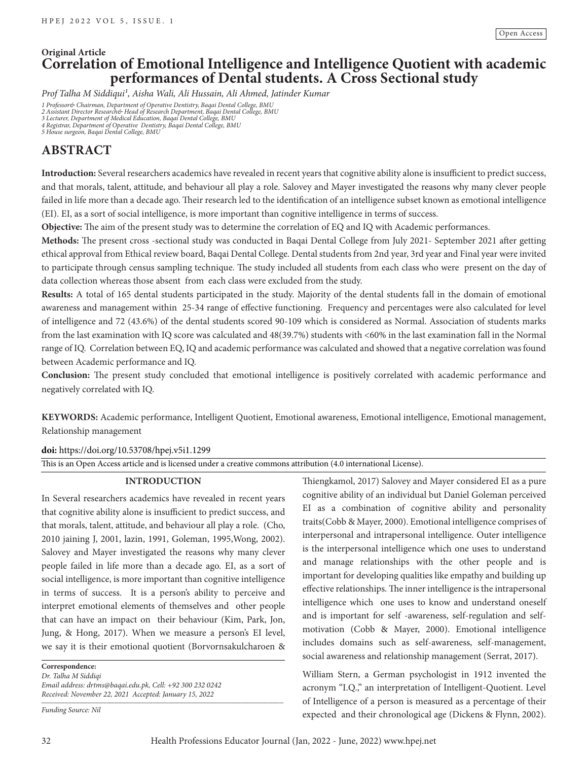Open Access

Original Article

# Correlation of Emotional Intelligence and Intelligence Quotient with academic performances of Dental students. A Cross Sectional study

*Prof Talha M Siddiqui[1], Aisha Wali, Ali Hussain, Ali Ahmed, Jatinder Kumar*

*1 Professor& Chairman, Department of Operative Dentistry, Baqai Dental College, BMU*
*2 Assistant Director Research& Head of Research Department, Baqai Dental College, BMU*
*3 Lecturer, Department of Medical Education, Baqai Dental College, BMU*
*4 Registrar, Department of Operative Dentistry, Baqai Dental College, BMU*
*5 House surgeon, Baqai Dental College, BMU*

## ABSTRACT

**Introduction:** Several researchers academics have revealed in recent years that cognitive ability alone is insufficient to predict success, and that morals, talent, attitude, and behaviour all play a role. Salovey and Mayer investigated the reasons why many clever people failed in life more than a decade ago. Their research led to the identification of an intelligence subset known as emotional intelligence (EI). EI, as a sort of social intelligence, is more important than cognitive intelligence in terms of success.

**Objective:** The aim of the present study was to determine the correlation of EQ and IQ with Academic performances.

**Methods:** The present cross -sectional study was conducted in Baqai Dental College from July 2021- September 2021 after getting ethical approval from Ethical review board, Baqai Dental College. Dental students from 2nd year, 3rd year and Final year were invited to participate through census sampling technique. The study included all students from each class who were present on the day of data collection whereas those absent from each class were excluded from the study.

**Results:** A total of 165 dental students participated in the study. Majority of the dental students fall in the domain of emotional awareness and management within 25-34 range of effective functioning. Frequency and percentages were also calculated for level of intelligence and 72 (43.6%) of the dental students scored 90-109 which is considered as Normal. Association of students marks from the last examination with IQ score was calculated and 48(39.7%) students with <60% in the last examination fall in the Normal range of IQ. Correlation between EQ, IQ and academic performance was calculated and showed that a negative correlation was found between Academic performance and IQ.

**Conclusion:** The present study concluded that emotional intelligence is positively correlated with academic performance and negatively correlated with IQ.

**KEYWORDS:** Academic performance, Intelligent Quotient, Emotional awareness, Emotional intelligence, Emotional management, Relationship management

**doi:** https://doi.org/10.53708/hpej.v5i1.1299

This is an Open Access article and is licensed under a creative commons attribution (4.0 international License).

## INTRODUCTION

In Several researchers academics have revealed in recent years that cognitive ability alone is insufficient to predict success, and that morals, talent, attitude, and behaviour all play a role. (Cho, 2010 jaining J, 2001, lazin, 1991, Goleman, 1995,Wong, 2002). Salovey and Mayer investigated the reasons why many clever people failed in life more than a decade ago. EI, as a sort of social intelligence, is more important than cognitive intelligence in terms of success. It is a person's ability to perceive and interpret emotional elements of themselves and other people that can have an impact on their behaviour (Kim, Park, Jon, Jung, & Hong, 2017). When we measure a person's EI level, we say it is their emotional quotient (Borvornsakulcharoen & Thiengkamol, 2017) Salovey and Mayer considered EI as a pure cognitive ability of an individual but Daniel Goleman perceived EI as a combination of cognitive ability and personality traits(Cobb & Mayer, 2000). Emotional intelligence comprises of interpersonal and intrapersonal intelligence. Outer intelligence is the interpersonal intelligence which one uses to understand and manage relationships with the other people and is important for developing qualities like empathy and building up effective relationships. The inner intelligence is the intrapersonal intelligence which one uses to know and understand oneself and is important for self -awareness, self-regulation and self-motivation (Cobb & Mayer, 2000). Emotional intelligence includes domains such as self-awareness, self-management, social awareness and relationship management (Serrat, 2017).

William Stern, a German psychologist in 1912 invented the acronym "I.Q.," an interpretation of Intelligent-Quotient. Level of Intelligence of a person is measured as a percentage of their expected and their chronological age (Dickens & Flynn, 2002).

**Correspondence:**
*Dr. Talha M Siddiqi*
*Email address: drtms@baqai.edu.pk, Cell: +92 300 232 0242*
*Received: November 22, 2021 Accepted: January 15, 2022*

*Funding Source: Nil*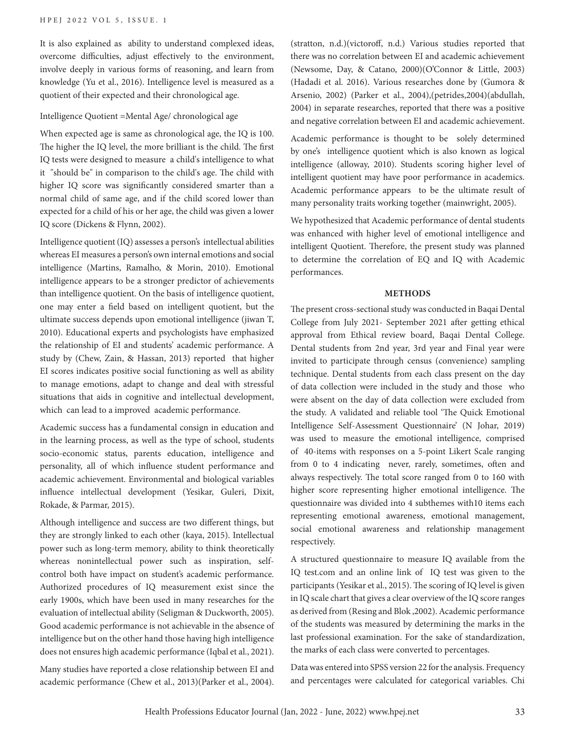It is also explained as ability to understand complexed ideas, overcome difficulties, adjust effectively to the environment, involve deeply in various forms of reasoning, and learn from knowledge (Yu et al., 2016). Intelligence level is measured as a quotient of their expected and their chronological age.

Intelligence Quotient =Mental Age/ chronological age

When expected age is same as chronological age, the IQ is 100. The higher the IQ level, the more brilliant is the child. The first IQ tests were designed to measure a child's intelligence to what it "should be" in comparison to the child's age. The child with higher IQ score was significantly considered smarter than a normal child of same age, and if the child scored lower than expected for a child of his or her age, the child was given a lower IQ score (Dickens & Flynn, 2002).

Intelligence quotient (IQ) assesses a person's intellectual abilities whereas EI measures a person's own internal emotions and social intelligence (Martins, Ramalho, & Morin, 2010). Emotional intelligence appears to be a stronger predictor of achievements than intelligence quotient. On the basis of intelligence quotient, one may enter a field based on intelligent quotient, but the ultimate success depends upon emotional intelligence (jiwan T, 2010). Educational experts and psychologists have emphasized the relationship of EI and students' academic performance. A study by (Chew, Zain, & Hassan, 2013) reported that higher EI scores indicates positive social functioning as well as ability to manage emotions, adapt to change and deal with stressful situations that aids in cognitive and intellectual development, which can lead to a improved academic performance.

Academic success has a fundamental consign in education and in the learning process, as well as the type of school, students socio-economic status, parents education, intelligence and personality, all of which influence student performance and academic achievement. Environmental and biological variables influence intellectual development (Yesikar, Guleri, Dixit, Rokade, & Parmar, 2015).

Although intelligence and success are two different things, but they are strongly linked to each other (kaya, 2015). Intellectual power such as long-term memory, ability to think theoretically whereas nonintellectual power such as inspiration, self-control both have impact on student's academic performance. Authorized procedures of IQ measurement exist since the early 1900s, which have been used in many researches for the evaluation of intellectual ability (Seligman & Duckworth, 2005). Good academic performance is not achievable in the absence of intelligence but on the other hand those having high intelligence does not ensures high academic performance (Iqbal et al., 2021).

Many studies have reported a close relationship between EI and academic performance (Chew et al., 2013)(Parker et al., 2004). (stratton, n.d.)(victoroff, n.d.) Various studies reported that there was no correlation between EI and academic achievement (Newsome, Day, & Catano, 2000)(O'Connor & Little, 2003) (Hadadi et al. 2016). Various researches done by (Gumora & Arsenio, 2002) (Parker et al., 2004),(petrides,2004)(abdullah, 2004) in separate researches, reported that there was a positive and negative correlation between EI and academic achievement.

Academic performance is thought to be solely determined by one's intelligence quotient which is also known as logical intelligence (alloway, 2010). Students scoring higher level of intelligent quotient may have poor performance in academics. Academic performance appears to be the ultimate result of many personality traits working together (mainwright, 2005).

We hypothesized that Academic performance of dental students was enhanced with higher level of emotional intelligence and intelligent Quotient. Therefore, the present study was planned to determine the correlation of EQ and IQ with Academic performances.

## METHODS

The present cross-sectional study was conducted in Baqai Dental College from July 2021- September 2021 after getting ethical approval from Ethical review board, Baqai Dental College. Dental students from 2nd year, 3rd year and Final year were invited to participate through census (convenience) sampling technique. Dental students from each class present on the day of data collection were included in the study and those who were absent on the day of data collection were excluded from the study. A validated and reliable tool 'The Quick Emotional Intelligence Self-Assessment Questionnaire' (N Johar, 2019) was used to measure the emotional intelligence, comprised of 40-items with responses on a 5-point Likert Scale ranging from 0 to 4 indicating never, rarely, sometimes, often and always respectively. The total score ranged from 0 to 160 with higher score representing higher emotional intelligence. The questionnaire was divided into 4 subthemes with10 items each representing emotional awareness, emotional management, social emotional awareness and relationship management respectively.

A structured questionnaire to measure IQ available from the IQ test.com and an online link of IQ test was given to the participants (Yesikar et al., 2015). The scoring of IQ level is given in IQ scale chart that gives a clear overview of the IQ score ranges as derived from (Resing and Blok ,2002). Academic performance of the students was measured by determining the marks in the last professional examination. For the sake of standardization, the marks of each class were converted to percentages.

Data was entered into SPSS version 22 for the analysis. Frequency and percentages were calculated for categorical variables. Chi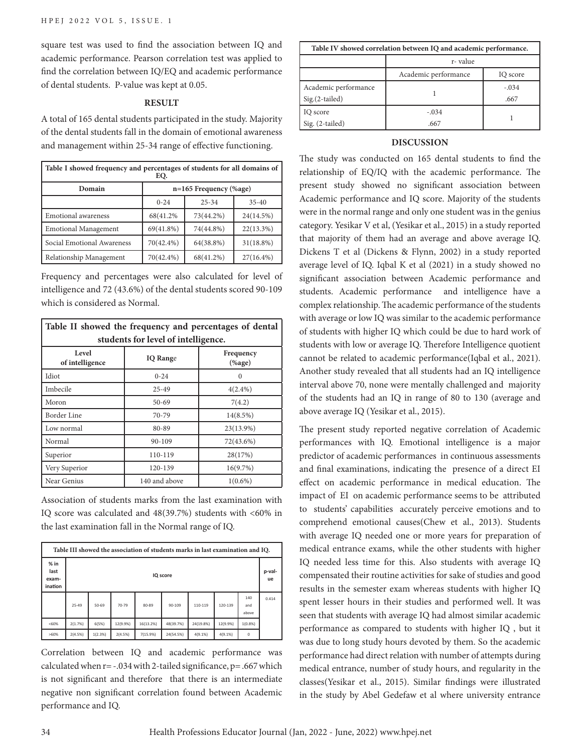square test was used to find the association between IQ and academic performance. Pearson correlation test was applied to find the correlation between IQ/EQ and academic performance of dental students. P-value was kept at 0.05.

## RESULT

A total of 165 dental students participated in the study. Majority of the dental students fall in the domain of emotional awareness and management within 25-34 range of effective functioning.

**Table I showed frequency and percentages of students for all domains of EQ.**

| Domain | n=165 Frequency (%age) | | |
|---|---|---|---|
| | 0-24 | 25-34 | 35-40 |
| Emotional awareness | 68(41.2% | 73(44.2%) | 24(14.5%) |
| Emotional Management | 69(41.8%) | 74(44.8%) | 22(13.3%) |
| Social Emotional Awareness | 70(42.4%) | 64(38.8%) | 31(18.8%) |
| Relationship Management | 70(42.4%) | 68(41.2%) | 27(16.4%) |

Frequency and percentages were also calculated for level of intelligence and 72 (43.6%) of the dental students scored 90-109 which is considered as Normal.

**Table II showed the frequency and percentages of dental students for level of intelligence.**

| Level of intelligence | IQ Range | Frequency (%age) |
|---|---|---|
| Idiot | 0-24 | 0 |
| Imbecile | 25-49 | 4(2.4%) |
| Moron | 50-69 | 7(4.2) |
| Border Line | 70-79 | 14(8.5%) |
| Low normal | 80-89 | 23(13.9%) |
| Normal | 90-109 | 72(43.6%) |
| Superior | 110-119 | 28(17%) |
| Very Superior | 120-139 | 16(9.7%) |
| Near Genius | 140 and above | 1(0.6%) |

Association of students marks from the last examination with IQ score was calculated and 48(39.7%) students with <60% in the last examination fall in the Normal range of IQ.

**Table III showed the association of students marks in last examination and IQ.**

| % in last exam-ination | IQ score | | | | | | | | p-val-ue |
|---|---|---|---|---|---|---|---|---|---|
| | 25-49 | 50-69 | 70-79 | 80-89 | 90-109 | 110-119 | 120-139 | 140 and above | 0.414 |
| <60% | 2(1.7%) | 6(5%) | 12(9.9%) | 16(13.2%) | 48(39.7%) | 24(19.8%) | 12(9.9%) | 1(0.8%) | |
| >60% | 2(4.5%) | 1(2.3%) | 2(4.5%) | 7(15.9%) | 24(54.5%) | 4(9.1%) | 4(9.1%) | 0 | |

Correlation between IQ and academic performance was calculated when r= -.034 with 2-tailed significance, p= .667 which is not significant and therefore that there is an intermediate negative non significant correlation found between Academic performance and IQ.

**Table IV showed correlation between IQ and academic performance.**

| | r- value | |
|---|---|---|
| | Academic performance | IQ score |
| Academic performance<br>Sig.(2-tailed) | 1 | -.034<br>.667 |
| IQ score<br>Sig. (2-tailed) | -.034<br>.667 | 1 |

## DISCUSSION

The study was conducted on 165 dental students to find the relationship of EQ/IQ with the academic performance. The present study showed no significant association between Academic performance and IQ score. Majority of the students were in the normal range and only one student was in the genius category. Yesikar V et al, (Yesikar et al., 2015) in a study reported that majority of them had an average and above average IQ. Dickens T et al (Dickens & Flynn, 2002) in a study reported average level of IQ. Iqbal K et al (2021) in a study showed no significant association between Academic performance and students. Academic performance and intelligence have a complex relationship. The academic performance of the students with average or low IQ was similar to the academic performance of students with higher IQ which could be due to hard work of students with low or average IQ. Therefore Intelligence quotient cannot be related to academic performance(Iqbal et al., 2021). Another study revealed that all students had an IQ intelligence interval above 70, none were mentally challenged and majority of the students had an IQ in range of 80 to 130 (average and above average IQ (Yesikar et al., 2015).

The present study reported negative correlation of Academic performances with IQ. Emotional intelligence is a major predictor of academic performances in continuous assessments and final examinations, indicating the presence of a direct EI effect on academic performance in medical education. The impact of EI on academic performance seems to be attributed to students' capabilities accurately perceive emotions and to comprehend emotional causes(Chew et al., 2013). Students with average IQ needed one or more years for preparation of medical entrance exams, while the other students with higher IQ needed less time for this. Also students with average IQ compensated their routine activities for sake of studies and good results in the semester exam whereas students with higher IQ spent lesser hours in their studies and performed well. It was seen that students with average IQ had almost similar academic performance as compared to students with higher IQ , but it was due to long study hours devoted by them. So the academic performance had direct relation with number of attempts during medical entrance, number of study hours, and regularity in the classes(Yesikar et al., 2015). Similar findings were illustrated in the study by Abel Gedefaw et al where university entrance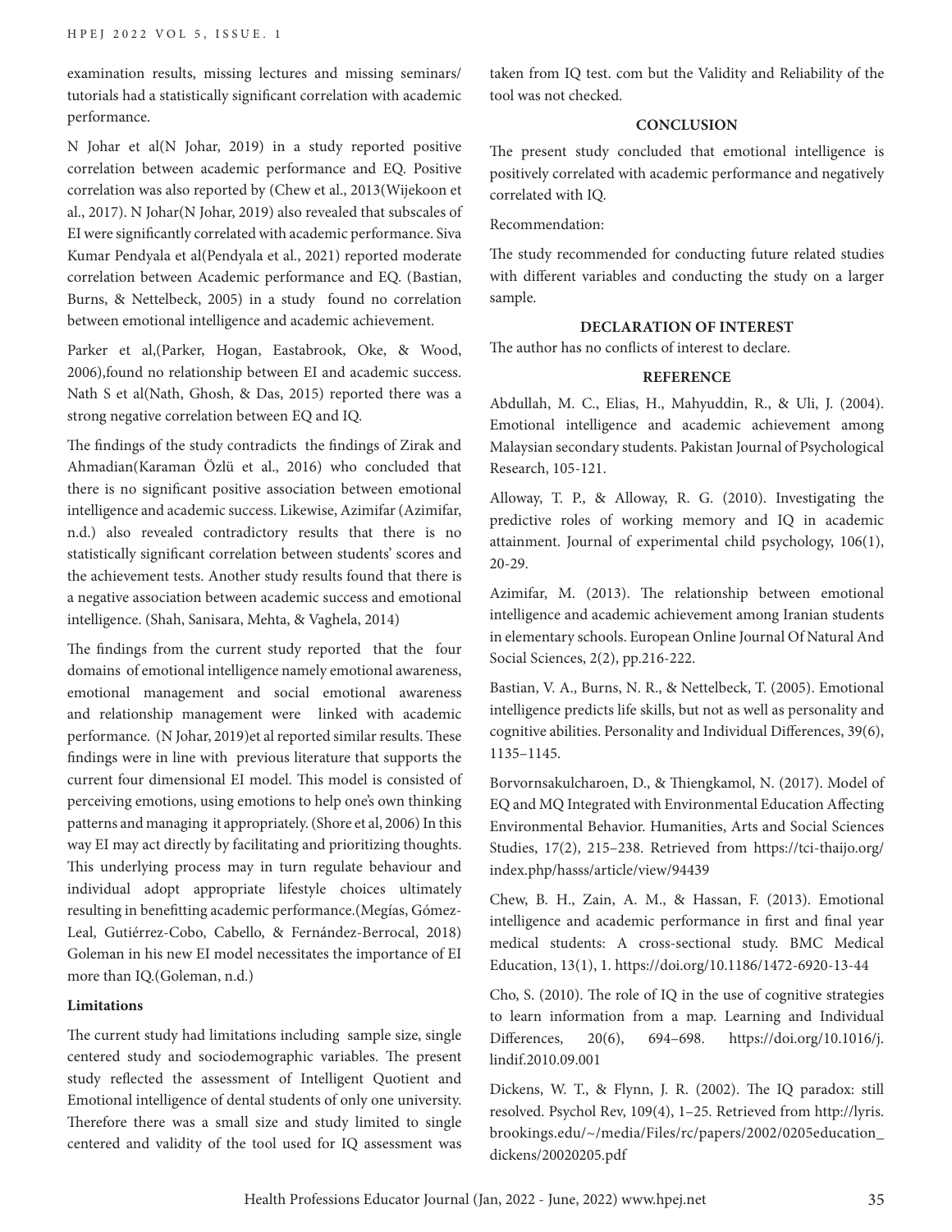examination results, missing lectures and missing seminars/ tutorials had a statistically significant correlation with academic performance.

N Johar et al(N Johar, 2019) in a study reported positive correlation between academic performance and EQ. Positive correlation was also reported by (Chew et al., 2013(Wijekoon et al., 2017). N Johar(N Johar, 2019) also revealed that subscales of EI were significantly correlated with academic performance. Siva Kumar Pendyala et al(Pendyala et al., 2021) reported moderate correlation between Academic performance and EQ. (Bastian, Burns, & Nettelbeck, 2005) in a study found no correlation between emotional intelligence and academic achievement.

Parker et al,(Parker, Hogan, Eastabrook, Oke, & Wood, 2006),found no relationship between EI and academic success. Nath S et al(Nath, Ghosh, & Das, 2015) reported there was a strong negative correlation between EQ and IQ.

The findings of the study contradicts the findings of Zirak and Ahmadian(Karaman Özlü et al., 2016) who concluded that there is no significant positive association between emotional intelligence and academic success. Likewise, Azimifar (Azimifar, n.d.) also revealed contradictory results that there is no statistically significant correlation between students' scores and the achievement tests. Another study results found that there is a negative association between academic success and emotional intelligence. (Shah, Sanisara, Mehta, & Vaghela, 2014)

The findings from the current study reported that the four domains of emotional intelligence namely emotional awareness, emotional management and social emotional awareness and relationship management were linked with academic performance. (N Johar, 2019)et al reported similar results. These findings were in line with previous literature that supports the current four dimensional EI model. This model is consisted of perceiving emotions, using emotions to help one's own thinking patterns and managing it appropriately. (Shore et al, 2006) In this way EI may act directly by facilitating and prioritizing thoughts. This underlying process may in turn regulate behaviour and individual adopt appropriate lifestyle choices ultimately resulting in benefitting academic performance.(Megías, Gómez-Leal, Gutiérrez-Cobo, Cabello, & Fernández-Berrocal, 2018) Goleman in his new EI model necessitates the importance of EI more than IQ.(Goleman, n.d.)

**Limitations**

The current study had limitations including sample size, single centered study and sociodemographic variables. The present study reflected the assessment of Intelligent Quotient and Emotional intelligence of dental students of only one university. Therefore there was a small size and study limited to single centered and validity of the tool used for IQ assessment was taken from IQ test. com but the Validity and Reliability of the tool was not checked.

## CONCLUSION

The present study concluded that emotional intelligence is positively correlated with academic performance and negatively correlated with IQ.

Recommendation:

The study recommended for conducting future related studies with different variables and conducting the study on a larger sample.

## DECLARATION OF INTEREST

The author has no conflicts of interest to declare.

## REFERENCE

Abdullah, M. C., Elias, H., Mahyuddin, R., & Uli, J. (2004). Emotional intelligence and academic achievement among Malaysian secondary students. Pakistan Journal of Psychological Research, 105-121.

Alloway, T. P., & Alloway, R. G. (2010). Investigating the predictive roles of working memory and IQ in academic attainment. Journal of experimental child psychology, 106(1), 20-29.

Azimifar, M. (2013). The relationship between emotional intelligence and academic achievement among Iranian students in elementary schools. European Online Journal Of Natural And Social Sciences, 2(2), pp.216-222.

Bastian, V. A., Burns, N. R., & Nettelbeck, T. (2005). Emotional intelligence predicts life skills, but not as well as personality and cognitive abilities. Personality and Individual Differences, 39(6), 1135–1145.

Borvornsakulcharoen, D., & Thiengkamol, N. (2017). Model of EQ and MQ Integrated with Environmental Education Affecting Environmental Behavior. Humanities, Arts and Social Sciences Studies, 17(2), 215–238. Retrieved from https://tci-thaijo.org/index.php/hasss/article/view/94439

Chew, B. H., Zain, A. M., & Hassan, F. (2013). Emotional intelligence and academic performance in first and final year medical students: A cross-sectional study. BMC Medical Education, 13(1), 1. https://doi.org/10.1186/1472-6920-13-44

Cho, S. (2010). The role of IQ in the use of cognitive strategies to learn information from a map. Learning and Individual Differences, 20(6), 694–698. https://doi.org/10.1016/j.lindif.2010.09.001

Dickens, W. T., & Flynn, J. R. (2002). The IQ paradox: still resolved. Psychol Rev, 109(4), 1–25. Retrieved from http://lyris.brookings.edu/~/media/Files/rc/papers/2002/0205education_dickens/20020205.pdf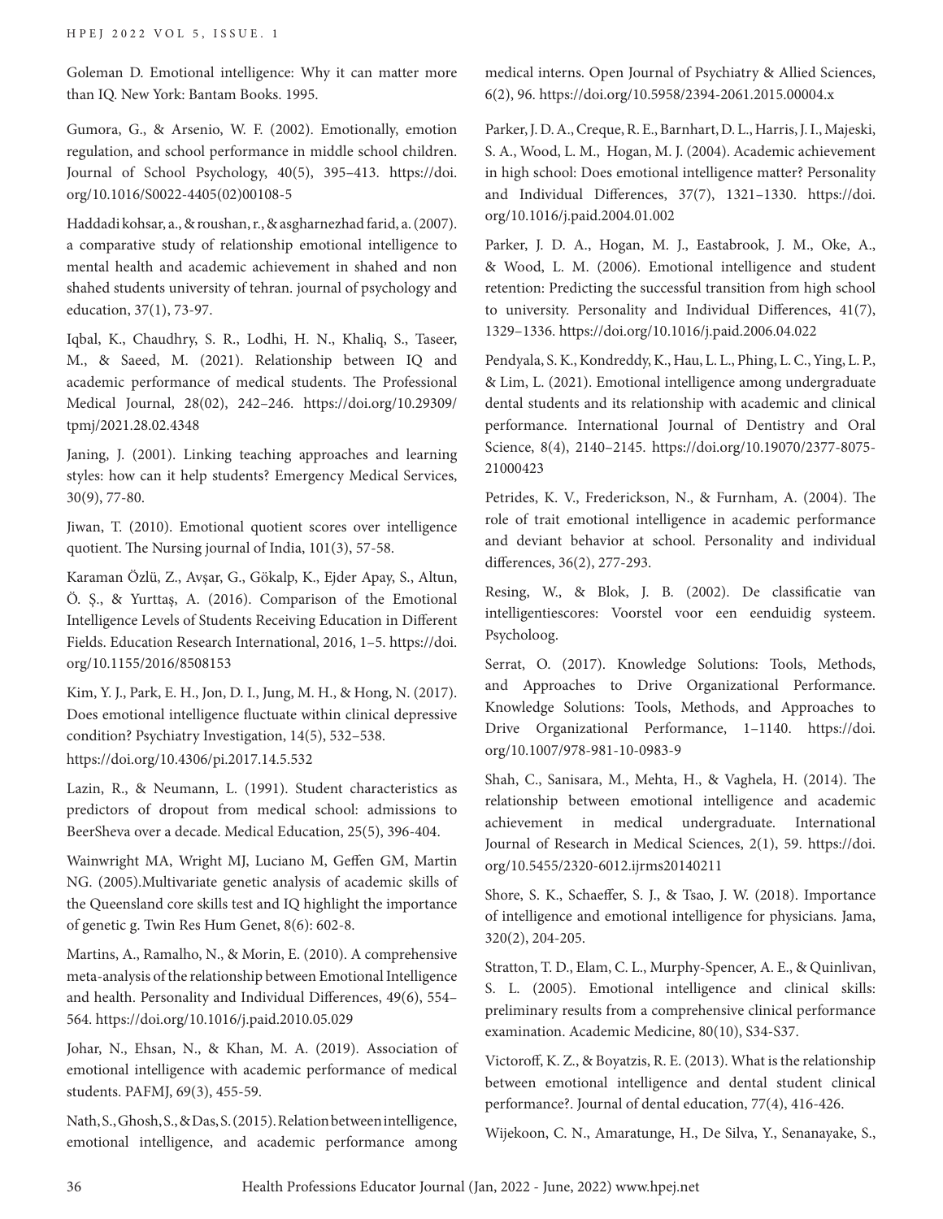Goleman D. Emotional intelligence: Why it can matter more than IQ. New York: Bantam Books. 1995.

Gumora, G., & Arsenio, W. F. (2002). Emotionally, emotion regulation, and school performance in middle school children. Journal of School Psychology, 40(5), 395–413. https://doi.org/10.1016/S0022-4405(02)00108-5

Haddadi kohsar, a., & roushan, r., & asgharnezhad farid, a. (2007). a comparative study of relationship emotional intelligence to mental health and academic achievement in shahed and non shahed students university of tehran. journal of psychology and education, 37(1), 73-97.

Iqbal, K., Chaudhry, S. R., Lodhi, H. N., Khaliq, S., Taseer, M., & Saeed, M. (2021). Relationship between IQ and academic performance of medical students. The Professional Medical Journal, 28(02), 242–246. https://doi.org/10.29309/tpmj/2021.28.02.4348

Janing, J. (2001). Linking teaching approaches and learning styles: how can it help students? Emergency Medical Services, 30(9), 77-80.

Jiwan, T. (2010). Emotional quotient scores over intelligence quotient. The Nursing journal of India, 101(3), 57-58.

Karaman Özlü, Z., Avşar, G., Gökalp, K., Ejder Apay, S., Altun, Ö. Ş., & Yurttaş, A. (2016). Comparison of the Emotional Intelligence Levels of Students Receiving Education in Different Fields. Education Research International, 2016, 1–5. https://doi.org/10.1155/2016/8508153

Kim, Y. J., Park, E. H., Jon, D. I., Jung, M. H., & Hong, N. (2017). Does emotional intelligence fluctuate within clinical depressive condition? Psychiatry Investigation, 14(5), 532–538. https://doi.org/10.4306/pi.2017.14.5.532

Lazin, R., & Neumann, L. (1991). Student characteristics as predictors of dropout from medical school: admissions to BeerSheva over a decade. Medical Education, 25(5), 396-404.

Wainwright MA, Wright MJ, Luciano M, Geffen GM, Martin NG. (2005).Multivariate genetic analysis of academic skills of the Queensland core skills test and IQ highlight the importance of genetic g. Twin Res Hum Genet, 8(6): 602-8.

Martins, A., Ramalho, N., & Morin, E. (2010). A comprehensive meta-analysis of the relationship between Emotional Intelligence and health. Personality and Individual Differences, 49(6), 554–564. https://doi.org/10.1016/j.paid.2010.05.029

Johar, N., Ehsan, N., & Khan, M. A. (2019). Association of emotional intelligence with academic performance of medical students. PAFMJ, 69(3), 455-59.

Nath, S., Ghosh, S., & Das, S. (2015). Relation between intelligence, emotional intelligence, and academic performance among medical interns. Open Journal of Psychiatry & Allied Sciences, 6(2), 96. https://doi.org/10.5958/2394-2061.2015.00004.x

Parker, J. D. A., Creque, R. E., Barnhart, D. L., Harris, J. I., Majeski, S. A., Wood, L. M., Hogan, M. J. (2004). Academic achievement in high school: Does emotional intelligence matter? Personality and Individual Differences, 37(7), 1321–1330. https://doi.org/10.1016/j.paid.2004.01.002

Parker, J. D. A., Hogan, M. J., Eastabrook, J. M., Oke, A., & Wood, L. M. (2006). Emotional intelligence and student retention: Predicting the successful transition from high school to university. Personality and Individual Differences, 41(7), 1329–1336. https://doi.org/10.1016/j.paid.2006.04.022

Pendyala, S. K., Kondreddy, K., Hau, L. L., Phing, L. C., Ying, L. P., & Lim, L. (2021). Emotional intelligence among undergraduate dental students and its relationship with academic and clinical performance. International Journal of Dentistry and Oral Science, 8(4), 2140–2145. https://doi.org/10.19070/2377-8075-21000423

Petrides, K. V., Frederickson, N., & Furnham, A. (2004). The role of trait emotional intelligence in academic performance and deviant behavior at school. Personality and individual differences, 36(2), 277-293.

Resing, W., & Blok, J. B. (2002). De classificatie van intelligentiescores: Voorstel voor een eenduidig systeem. Psycholoog.

Serrat, O. (2017). Knowledge Solutions: Tools, Methods, and Approaches to Drive Organizational Performance. Knowledge Solutions: Tools, Methods, and Approaches to Drive Organizational Performance, 1–1140. https://doi.org/10.1007/978-981-10-0983-9

Shah, C., Sanisara, M., Mehta, H., & Vaghela, H. (2014). The relationship between emotional intelligence and academic achievement in medical undergraduate. International Journal of Research in Medical Sciences, 2(1), 59. https://doi.org/10.5455/2320-6012.ijrms20140211

Shore, S. K., Schaeffer, S. J., & Tsao, J. W. (2018). Importance of intelligence and emotional intelligence for physicians. Jama, 320(2), 204-205.

Stratton, T. D., Elam, C. L., Murphy-Spencer, A. E., & Quinlivan, S. L. (2005). Emotional intelligence and clinical skills: preliminary results from a comprehensive clinical performance examination. Academic Medicine, 80(10), S34-S37.

Victoroff, K. Z., & Boyatzis, R. E. (2013). What is the relationship between emotional intelligence and dental student clinical performance?. Journal of dental education, 77(4), 416-426.

Wijekoon, C. N., Amaratunge, H., De Silva, Y., Senanayake, S.,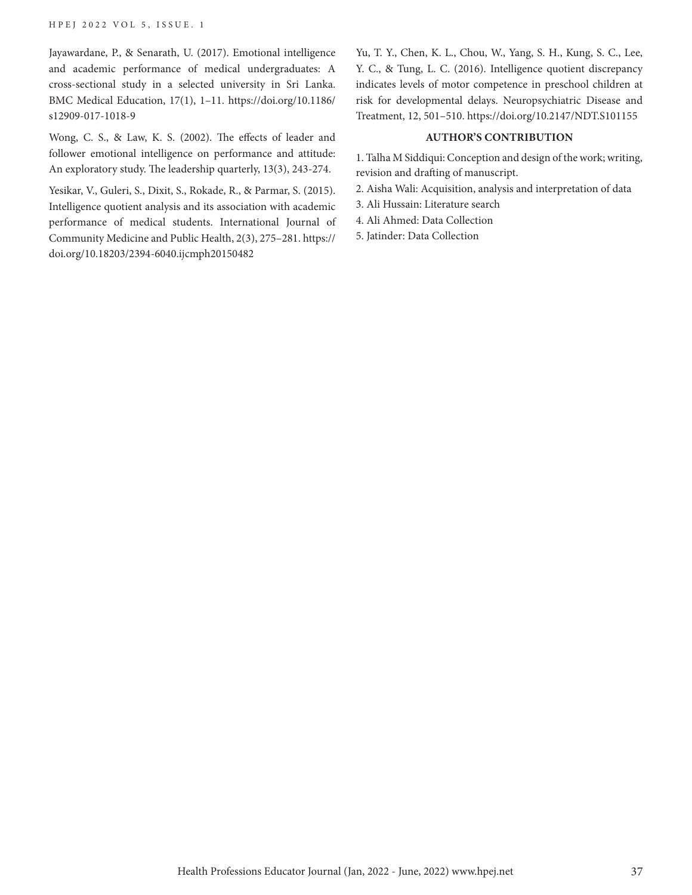Jayawardane, P., & Senarath, U. (2017). Emotional intelligence and academic performance of medical undergraduates: A cross-sectional study in a selected university in Sri Lanka. BMC Medical Education, 17(1), 1–11. https://doi.org/10.1186/s12909-017-1018-9

Wong, C. S., & Law, K. S. (2002). The effects of leader and follower emotional intelligence on performance and attitude: An exploratory study. The leadership quarterly, 13(3), 243-274.

Yesikar, V., Guleri, S., Dixit, S., Rokade, R., & Parmar, S. (2015). Intelligence quotient analysis and its association with academic performance of medical students. International Journal of Community Medicine and Public Health, 2(3), 275–281. https://doi.org/10.18203/2394-6040.ijcmph20150482

Yu, T. Y., Chen, K. L., Chou, W., Yang, S. H., Kung, S. C., Lee, Y. C., & Tung, L. C. (2016). Intelligence quotient discrepancy indicates levels of motor competence in preschool children at risk for developmental delays. Neuropsychiatric Disease and Treatment, 12, 501–510. https://doi.org/10.2147/NDT.S101155

## AUTHOR'S CONTRIBUTION

1. Talha M Siddiqui: Conception and design of the work; writing, revision and drafting of manuscript.
2. Aisha Wali: Acquisition, analysis and interpretation of data
3. Ali Hussain: Literature search
4. Ali Ahmed: Data Collection
5. Jatinder: Data Collection